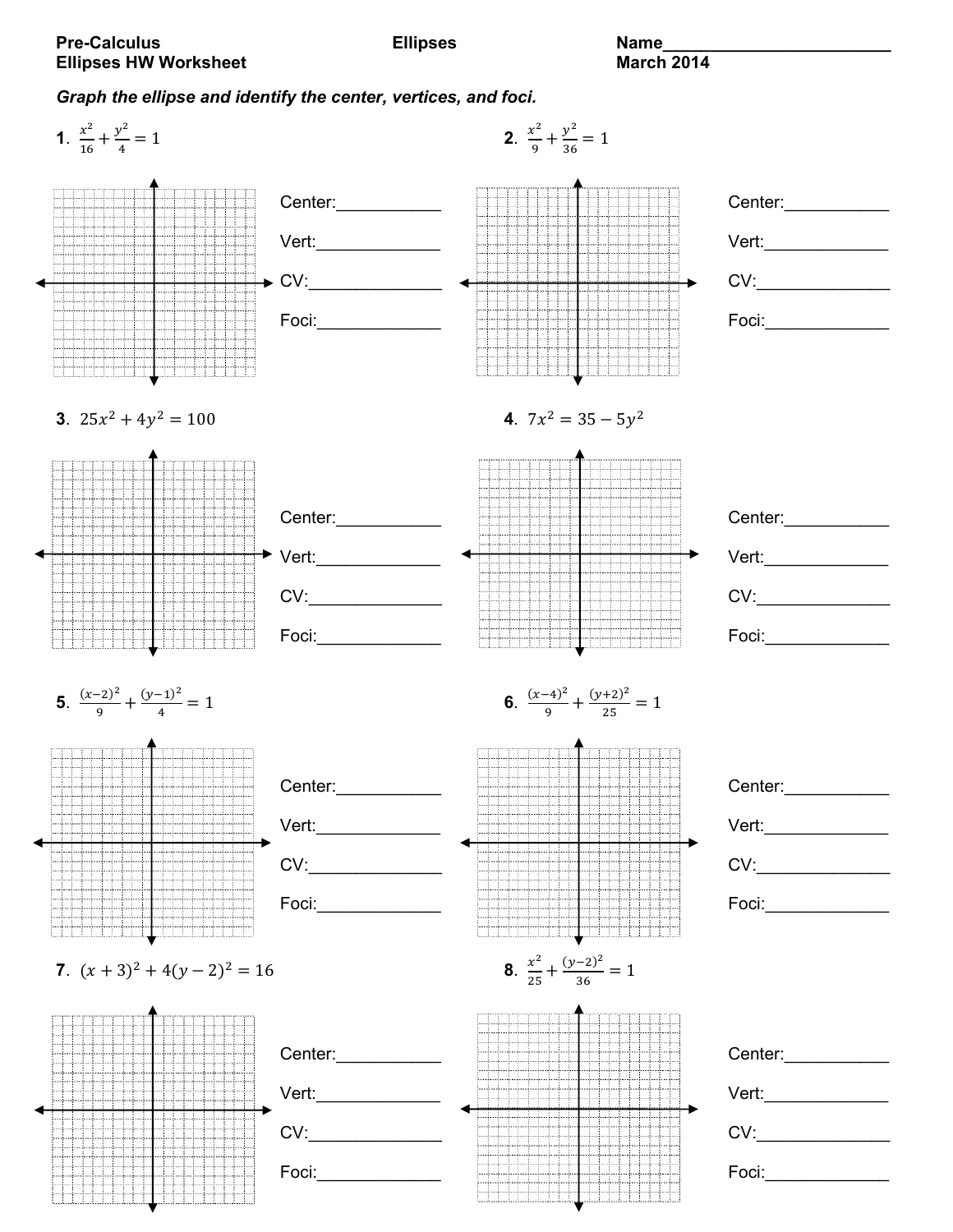**Pre-Calculus** **Ellipses** **Name_______________________**

**Ellipses HW Worksheet** **March 2014**

***Graph the ellipse and identify the center, vertices, and foci.***

**1.** $\frac{x^2}{16} + \frac{y^2}{4} = 1$

Center:___________

Vert:_____________

CV:______________

Foci:_____________

**2.** $\frac{x^2}{9} + \frac{y^2}{36} = 1$

Center:___________

Vert:_____________

CV:______________

Foci:_____________

**3.** $25x^2 + 4y^2 = 100$

Center:___________

Vert:_____________

CV:______________

Foci:_____________

**4.** $7x^2 = 35 - 5y^2$

Center:___________

Vert:_____________

CV:______________

Foci:_____________

**5.** $\frac{(x-2)^2}{9} + \frac{(y-1)^2}{4} = 1$

Center:___________

Vert:_____________

CV:______________

Foci:_____________

**6.** $\frac{(x-4)^2}{9} + \frac{(y+2)^2}{25} = 1$

Center:___________

Vert:_____________

CV:______________

Foci:_____________

**7.** $(x+3)^2 + 4(y-2)^2 = 16$

Center:___________

Vert:_____________

CV:______________

Foci:_____________

**8.** $\frac{x^2}{25} + \frac{(y-2)^2}{36} = 1$

Center:___________

Vert:_____________

CV:______________

Foci:_____________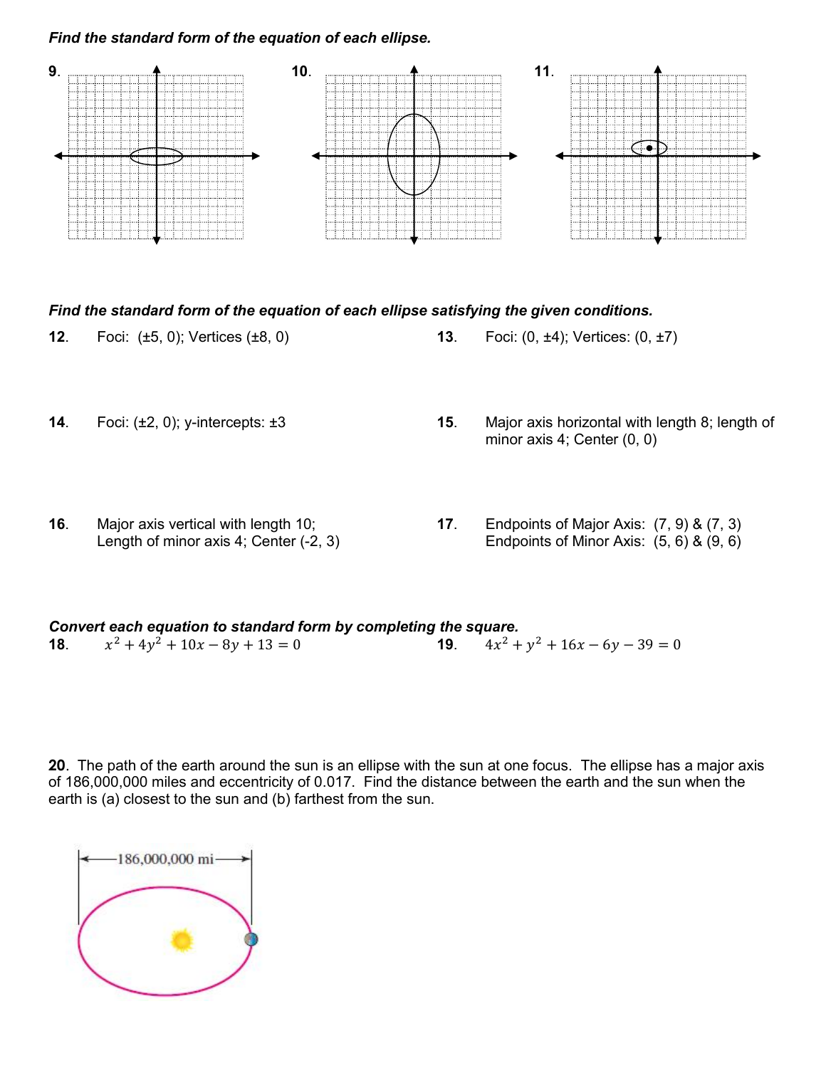***Find the standard form of the equation of each ellipse.***

**9.**

**10.**

**11.**

***Find the standard form of the equation of each ellipse satisfying the given conditions.***

**12.** Foci: $(\pm 5, 0)$; Vertices $(\pm 8, 0)$

**13.** Foci: $(0, \pm 4)$; Vertices: $(0, \pm 7)$

**14.** Foci: $(\pm 2, 0)$; y-intercepts: $\pm 3$

**15.** Major axis horizontal with length 8; length of minor axis 4; Center $(0, 0)$

**16.** Major axis vertical with length 10; Length of minor axis 4; Center $(-2, 3)$

**17.** Endpoints of Major Axis: $(7, 9)$ & $(7, 3)$
Endpoints of Minor Axis: $(5, 6)$ & $(9, 6)$

***Convert each equation to standard form by completing the square.***

**18.** $x^2 + 4y^2 + 10x - 8y + 13 = 0$

**19.** $4x^2 + y^2 + 16x - 6y - 39 = 0$

**20.** The path of the earth around the sun is an ellipse with the sun at one focus. The ellipse has a major axis of 186,000,000 miles and eccentricity of 0.017. Find the distance between the earth and the sun when the earth is (a) closest to the sun and (b) farthest from the sun.

186,000,000 mi